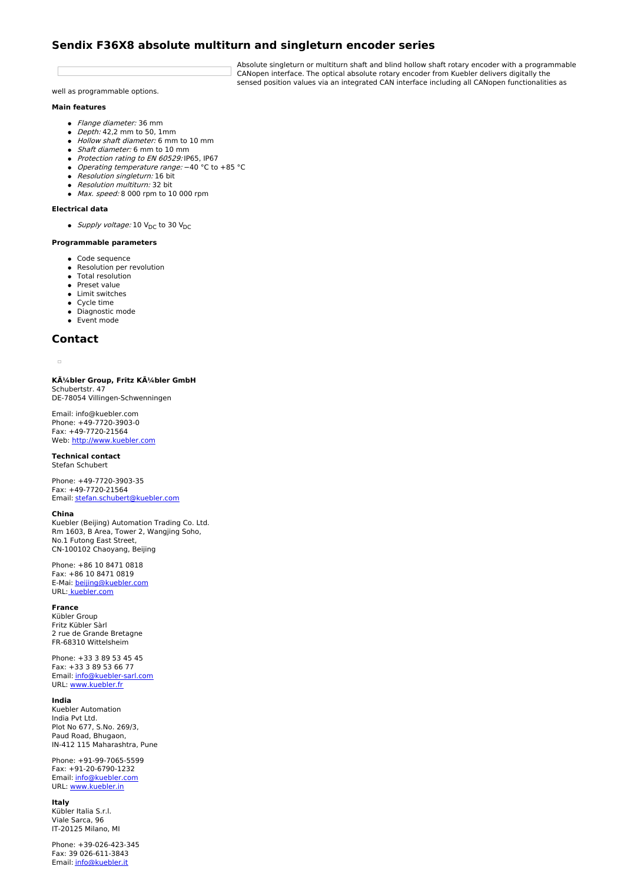# Sendix F36X8 absolute multiturn and singleturn encoder series

Absolute singleturn or multiturn shaft and blind hollow shaft rotary encoder with a programmable CANopen interface. The optical absolute rotary encoder from Kuebler delivers digitally the sensed position values via an integrated CAN interface including all CANopen functionalities as well as programmable options.

#### Main features

- *Flange diameter:* 36 mm
- *Depth:* 42,2 mm to 50, 1mm
- *Hollow shaft diameter:* 6 mm to 10 mm
- *Shaft diameter:* 6 mm to 10 mm
- *Protection rating to EN 60529:* IP65, IP67
- *Operating temperature range:* −40 °C to +85 °C
- *Resolution singleturn:* 16 bit
- *Resolution multiturn:* 32 bit
- *Max. speed:* 8 000 rpm to 10 000 rpm

#### Electrical data

- *Supply voltage:* 10 $V_{DC}$ to 30 $V_{DC}$

#### Programmable parameters

- Code sequence
- Resolution per revolution
- Total resolution
- Preset value
- Limit switches
- Cycle time
- Diagnostic mode
- Event mode

## Contact

**KÃ¼bler Group, Fritz KÃ¼bler GmbH**
Schubertstr. 47
DE-78054 Villingen-Schwenningen

Email: info@kuebler.com
Phone: +49-7720-3903-0
Fax: +49-7720-21564
Web: http://www.kuebler.com

**Technical contact**
Stefan Schubert

Phone: +49-7720-3903-35
Fax: +49-7720-21564
Email: stefan.schubert@kuebler.com

**China**
Kuebler (Beijing) Automation Trading Co. Ltd.
Rm 1603, B Area, Tower 2, Wangjing Soho,
No.1 Futong East Street,
CN-100102 Chaoyang, Beijing

Phone: +86 10 8471 0818
Fax: +86 10 8471 0819
E-Mai: beijing@kuebler.com
URL: kuebler.com

**France**
Kübler Group
Fritz Kübler Sàrl
2 rue de Grande Bretagne
FR-68310 Wittelsheim

Phone: +33 3 89 53 45 45
Fax: +33 3 89 53 66 77
Email: info@kuebler-sarl.com
URL: www.kuebler.fr

**India**
Kuebler Automation
India Pvt Ltd.
Plot No 677, S.No. 269/3,
Paud Road, Bhugaon,
IN-412 115 Maharashtra, Pune

Phone: +91-99-7065-5599
Fax: +91-20-6790-1232
Email: info@kuebler.com
URL: www.kuebler.in

**Italy**
Kübler Italia S.r.l.
Viale Sarca, 96
IT-20125 Milano, MI

Phone: +39-026-423-345
Fax: 39 026-611-3843
Email: info@kuebler.it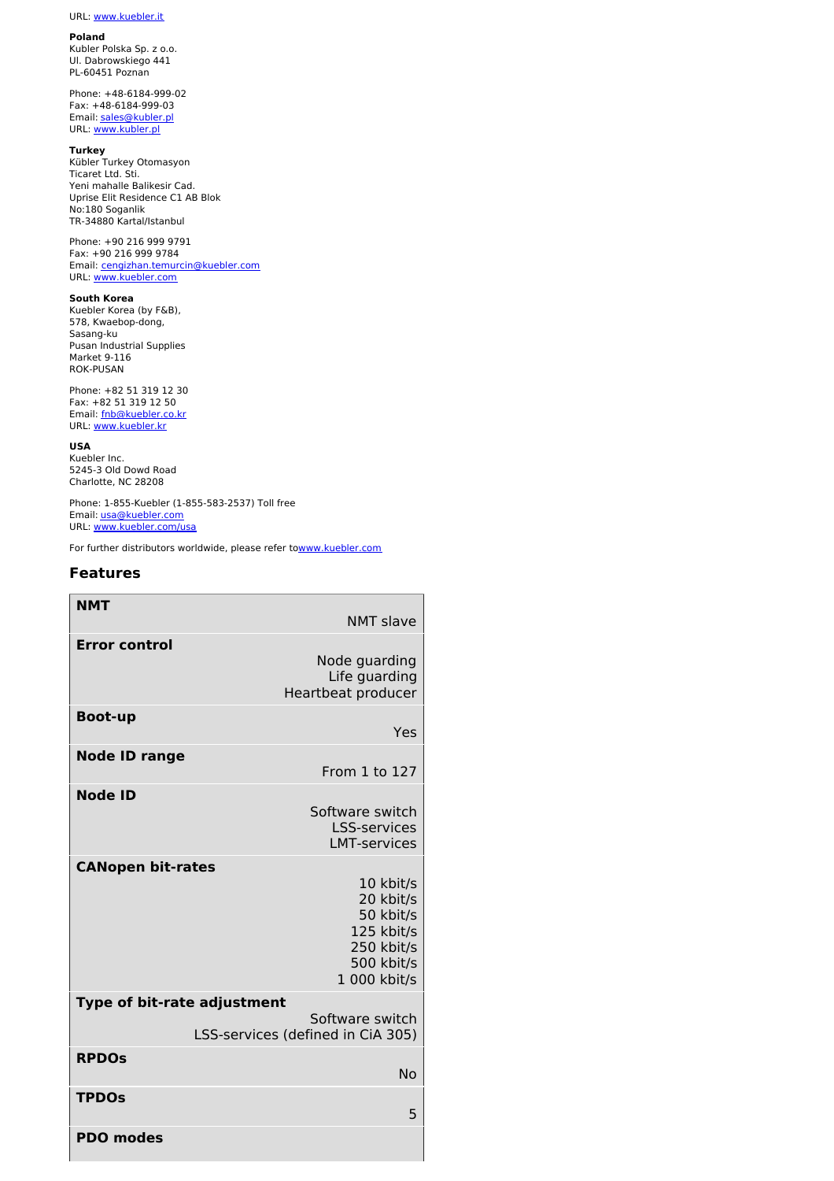URL: www.kuebler.it

**Poland**
Kubler Polska Sp. z o.o.
Ul. Dabrowskiego 441
PL-60451 Poznan

Phone: +48-6184-999-02
Fax: +48-6184-999-03
Email: sales@kubler.pl
URL: www.kubler.pl

**Turkey**
Kübler Turkey Otomasyon
Ticaret Ltd. Sti.
Yeni mahalle Balikesir Cad.
Uprise Elit Residence C1 AB Blok
No:180 Soganlik
TR-34880 Kartal/Istanbul

Phone: +90 216 999 9791
Fax: +90 216 999 9784
Email: cengizhan.temurcin@kuebler.com
URL: www.kuebler.com

**South Korea**
Kuebler Korea (by F&B),
578, Kwaebop-dong,
Sasang-ku
Pusan Industrial Supplies
Market 9-116
ROK-PUSAN

Phone: +82 51 319 12 30
Fax: +82 51 319 12 50
Email: fnb@kuebler.co.kr
URL: www.kuebler.kr

**USA**
Kuebler Inc.
5245-3 Old Dowd Road
Charlotte, NC 28208

Phone: 1-855-Kuebler (1-855-583-2537) Toll free
Email: usa@kuebler.com
URL: www.kuebler.com/usa

For further distributors worldwide, please refer towww.kuebler.com

## Features

| Feature | Value |
|---|---|
| **NMT** | NMT slave |
| **Error control** | Node guarding<br>Life guarding<br>Heartbeat producer |
| **Boot-up** | Yes |
| **Node ID range** | From 1 to 127 |
| **Node ID** | Software switch<br>LSS-services<br>LMT-services |
| **CANopen bit-rates** | 10 kbit/s<br>20 kbit/s<br>50 kbit/s<br>125 kbit/s<br>250 kbit/s<br>500 kbit/s<br>1 000 kbit/s |
| **Type of bit-rate adjustment** | Software switch<br>LSS-services (defined in CiA 305) |
| **RPDOs** | No |
| **TPDOs** | 5 |
| **PDO modes** | |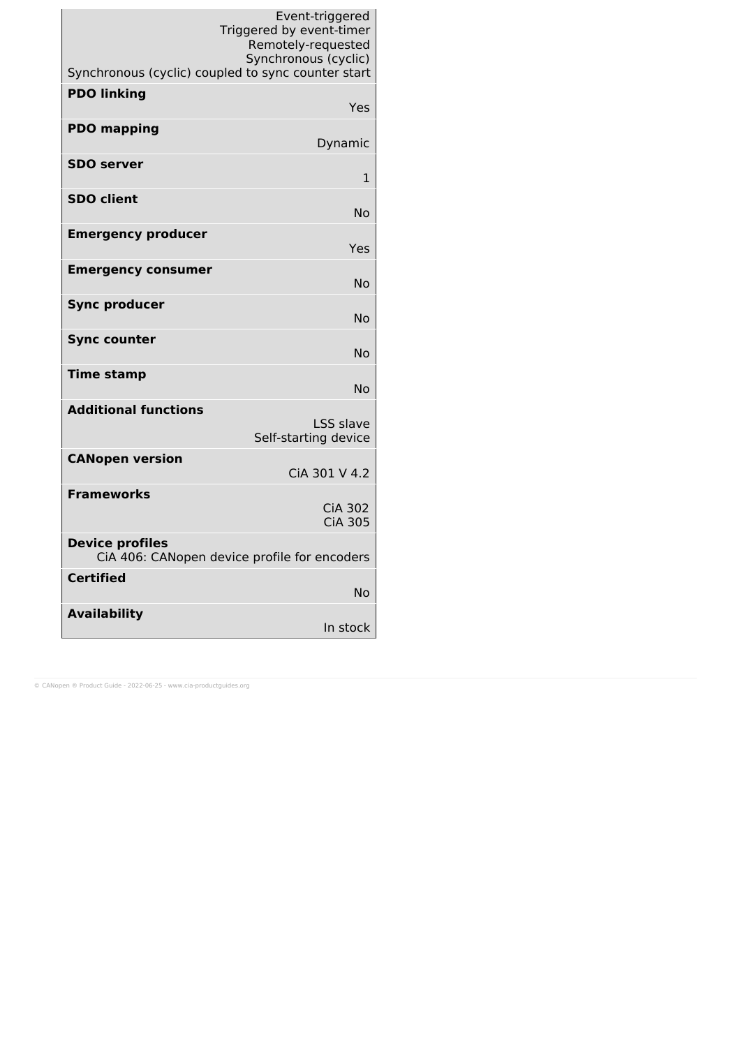| | |
|---|---|
| | Event-triggered<br>Triggered by event-timer<br>Remotely-requested<br>Synchronous (cyclic)<br>Synchronous (cyclic) coupled to sync counter start |
| **PDO linking** | Yes |
| **PDO mapping** | Dynamic |
| **SDO server** | 1 |
| **SDO client** | No |
| **Emergency producer** | Yes |
| **Emergency consumer** | No |
| **Sync producer** | No |
| **Sync counter** | No |
| **Time stamp** | No |
| **Additional functions** | LSS slave<br>Self-starting device |
| **CANopen version** | CiA 301 V 4.2 |
| **Frameworks** | CiA 302<br>CiA 305 |
| **Device profiles** | CiA 406: CANopen device profile for encoders |
| **Certified** | No |
| **Availability** | In stock |

© CANopen ® Product Guide - 2022-06-25 - www.cia-productguides.org